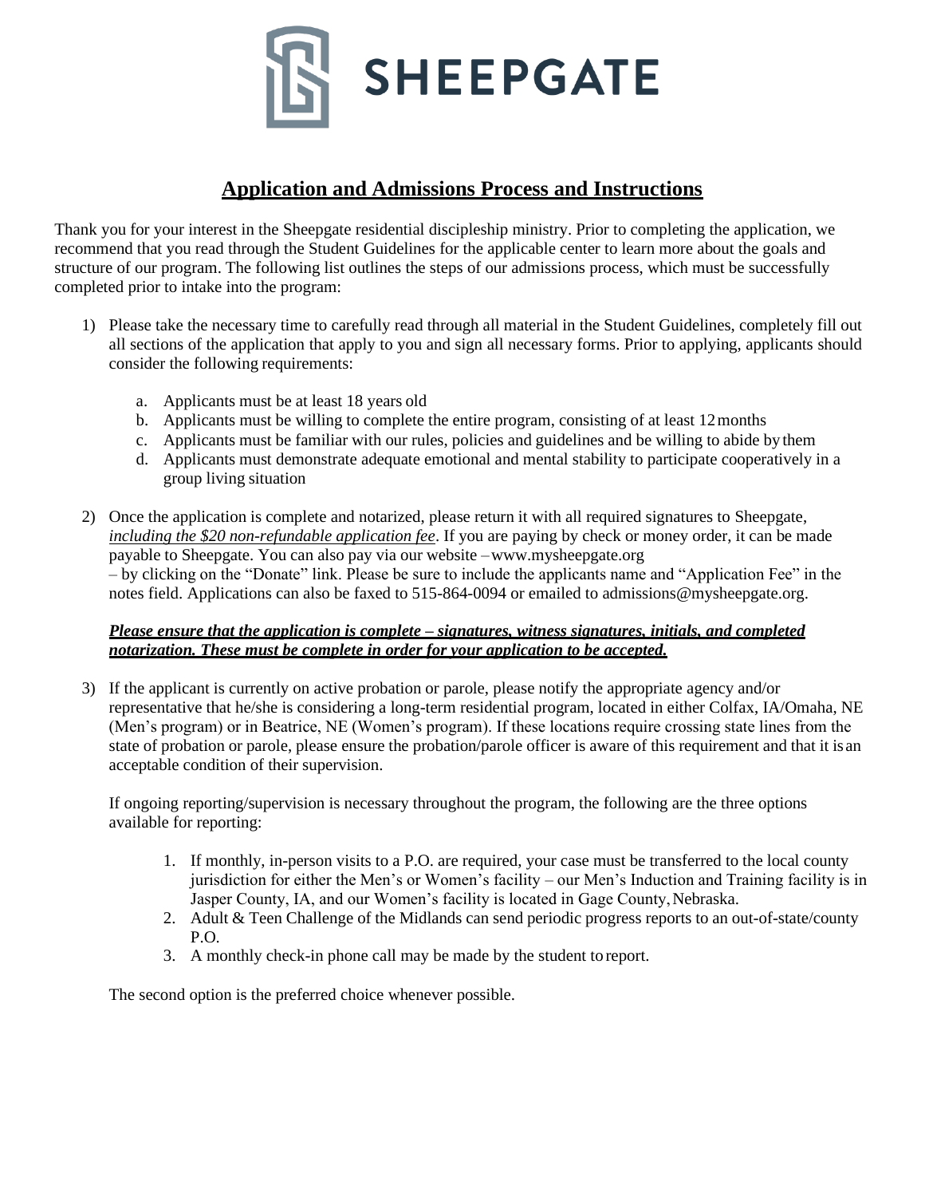# SHEEPGATE

## Application and Admissions Process and Instructions

Thank you for your interest in the Sheepgate residential discipleship ministry. Prior to completing the application, we recommend that you read through the Student Guidelines for the applicable center to learn more about the goals and structure of our program. The following list outlines the steps of our admissions process, which must be successfully completed prior to intake into the program:

1) Please take the necessary time to carefully read through all material in the Student Guidelines, completely fill out all sections of the application that apply to you and sign all necessary forms. Prior to applying, applicants should consider the following requirements:

   a. Applicants must be at least 18 years old
   b. Applicants must be willing to complete the entire program, consisting of at least 12 months
   c. Applicants must be familiar with our rules, policies and guidelines and be willing to abide by them
   d. Applicants must demonstrate adequate emotional and mental stability to participate cooperatively in a group living situation

2) Once the application is complete and notarized, please return it with all required signatures to Sheepgate, *including the $20 non-refundable application fee*. If you are paying by check or money order, it can be made payable to Sheepgate. You can also pay via our website – www.mysheepgate.org – by clicking on the "Donate" link. Please be sure to include the applicants name and "Application Fee" in the notes field. Applications can also be faxed to 515-864-0094 or emailed to admissions@mysheepgate.org.

   ***Please ensure that the application is complete – signatures, witness signatures, initials, and completed notarization. These must be complete in order for your application to be accepted.***

3) If the applicant is currently on active probation or parole, please notify the appropriate agency and/or representative that he/she is considering a long-term residential program, located in either Colfax, IA/Omaha, NE (Men's program) or in Beatrice, NE (Women's program). If these locations require crossing state lines from the state of probation or parole, please ensure the probation/parole officer is aware of this requirement and that it is an acceptable condition of their supervision.

   If ongoing reporting/supervision is necessary throughout the program, the following are the three options available for reporting:

   1. If monthly, in-person visits to a P.O. are required, your case must be transferred to the local county jurisdiction for either the Men's or Women's facility – our Men's Induction and Training facility is in Jasper County, IA, and our Women's facility is located in Gage County, Nebraska.
   2. Adult & Teen Challenge of the Midlands can send periodic progress reports to an out-of-state/county P.O.
   3. A monthly check-in phone call may be made by the student to report.

   The second option is the preferred choice whenever possible.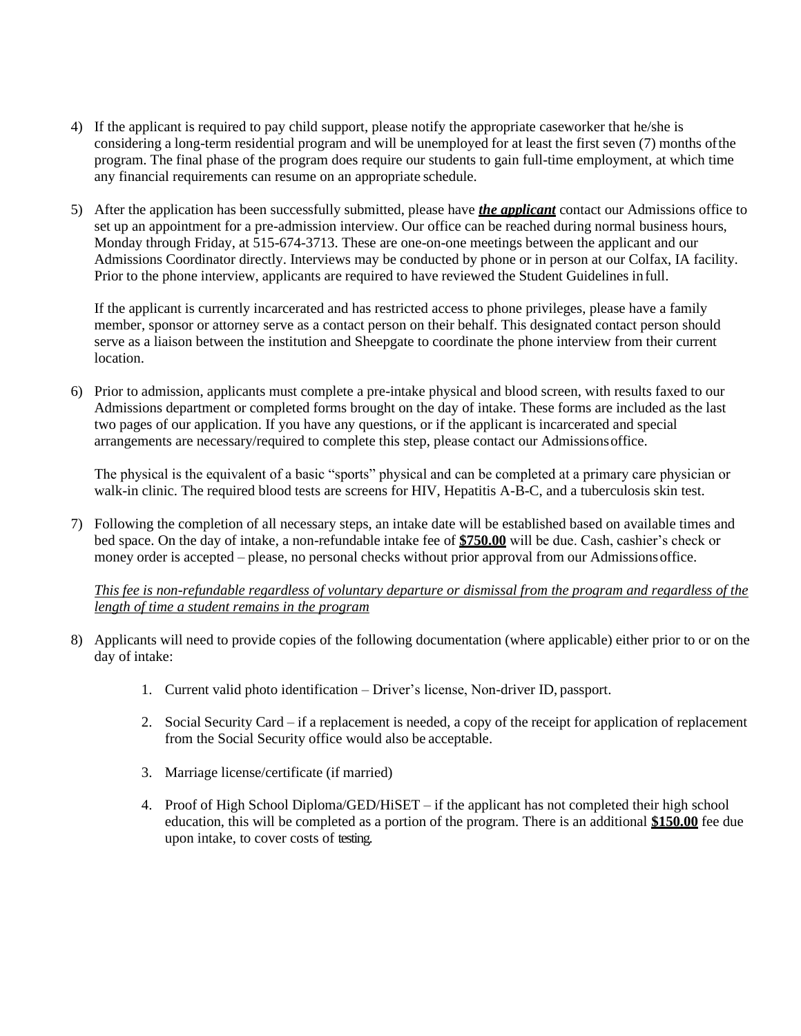4) If the applicant is required to pay child support, please notify the appropriate caseworker that he/she is considering a long-term residential program and will be unemployed for at least the first seven (7) months of the program. The final phase of the program does require our students to gain full-time employment, at which time any financial requirements can resume on an appropriate schedule.

5) After the application has been successfully submitted, please have ***the applicant*** contact our Admissions office to set up an appointment for a pre-admission interview. Our office can be reached during normal business hours, Monday through Friday, at 515-674-3713. These are one-on-one meetings between the applicant and our Admissions Coordinator directly. Interviews may be conducted by phone or in person at our Colfax, IA facility. Prior to the phone interview, applicants are required to have reviewed the Student Guidelines in full.

   If the applicant is currently incarcerated and has restricted access to phone privileges, please have a family member, sponsor or attorney serve as a contact person on their behalf. This designated contact person should serve as a liaison between the institution and Sheepgate to coordinate the phone interview from their current location.

6) Prior to admission, applicants must complete a pre-intake physical and blood screen, with results faxed to our Admissions department or completed forms brought on the day of intake. These forms are included as the last two pages of our application. If you have any questions, or if the applicant is incarcerated and special arrangements are necessary/required to complete this step, please contact our Admissions office.

   The physical is the equivalent of a basic "sports" physical and can be completed at a primary care physician or walk-in clinic. The required blood tests are screens for HIV, Hepatitis A-B-C, and a tuberculosis skin test.

7) Following the completion of all necessary steps, an intake date will be established based on available times and bed space. On the day of intake, a non-refundable intake fee of **$750.00** will be due. Cash, cashier's check or money order is accepted – please, no personal checks without prior approval from our Admissions office.

   *This fee is non-refundable regardless of voluntary departure or dismissal from the program and regardless of the length of time a student remains in the program*

8) Applicants will need to provide copies of the following documentation (where applicable) either prior to or on the day of intake:

   1. Current valid photo identification – Driver's license, Non-driver ID, passport.

   2. Social Security Card – if a replacement is needed, a copy of the receipt for application of replacement from the Social Security office would also be acceptable.

   3. Marriage license/certificate (if married)

   4. Proof of High School Diploma/GED/HiSET – if the applicant has not completed their high school education, this will be completed as a portion of the program. There is an additional **$150.00** fee due upon intake, to cover costs of testing.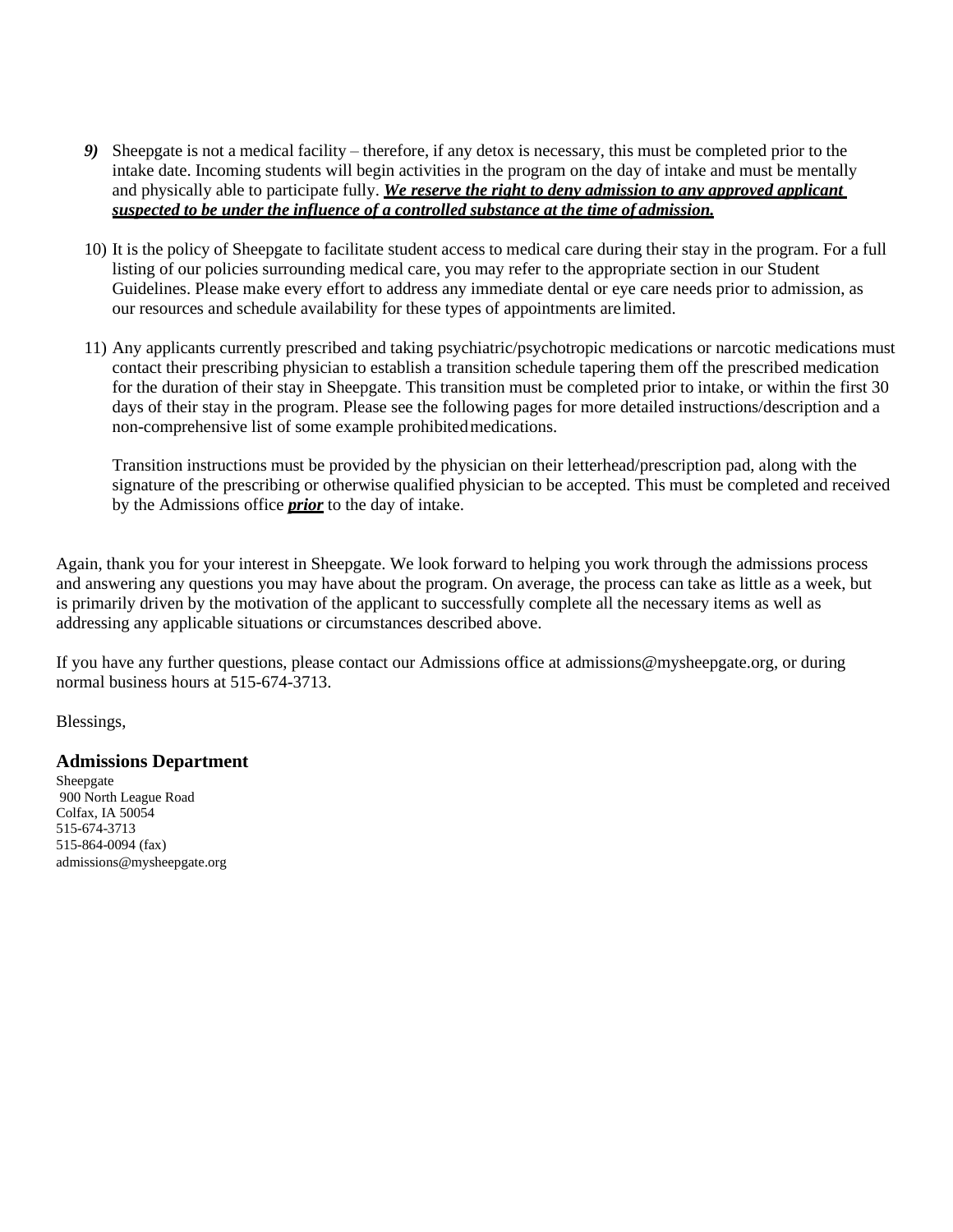9) Sheepgate is not a medical facility – therefore, if any detox is necessary, this must be completed prior to the intake date. Incoming students will begin activities in the program on the day of intake and must be mentally and physically able to participate fully. ***We reserve the right to deny admission to any approved applicant suspected to be under the influence of a controlled substance at the time of admission.***

10) It is the policy of Sheepgate to facilitate student access to medical care during their stay in the program. For a full listing of our policies surrounding medical care, you may refer to the appropriate section in our Student Guidelines. Please make every effort to address any immediate dental or eye care needs prior to admission, as our resources and schedule availability for these types of appointments are limited.

11) Any applicants currently prescribed and taking psychiatric/psychotropic medications or narcotic medications must contact their prescribing physician to establish a transition schedule tapering them off the prescribed medication for the duration of their stay in Sheepgate. This transition must be completed prior to intake, or within the first 30 days of their stay in the program. Please see the following pages for more detailed instructions/description and a non-comprehensive list of some example prohibited medications.

    Transition instructions must be provided by the physician on their letterhead/prescription pad, along with the signature of the prescribing or otherwise qualified physician to be accepted. This must be completed and received by the Admissions office ***prior*** to the day of intake.

Again, thank you for your interest in Sheepgate. We look forward to helping you work through the admissions process and answering any questions you may have about the program. On average, the process can take as little as a week, but is primarily driven by the motivation of the applicant to successfully complete all the necessary items as well as addressing any applicable situations or circumstances described above.

If you have any further questions, please contact our Admissions office at admissions@mysheepgate.org, or during normal business hours at 515-674-3713.

Blessings,

**Admissions Department**

Sheepgate
900 North League Road
Colfax, IA 50054
515-674-3713
515-864-0094 (fax)
admissions@mysheepgate.org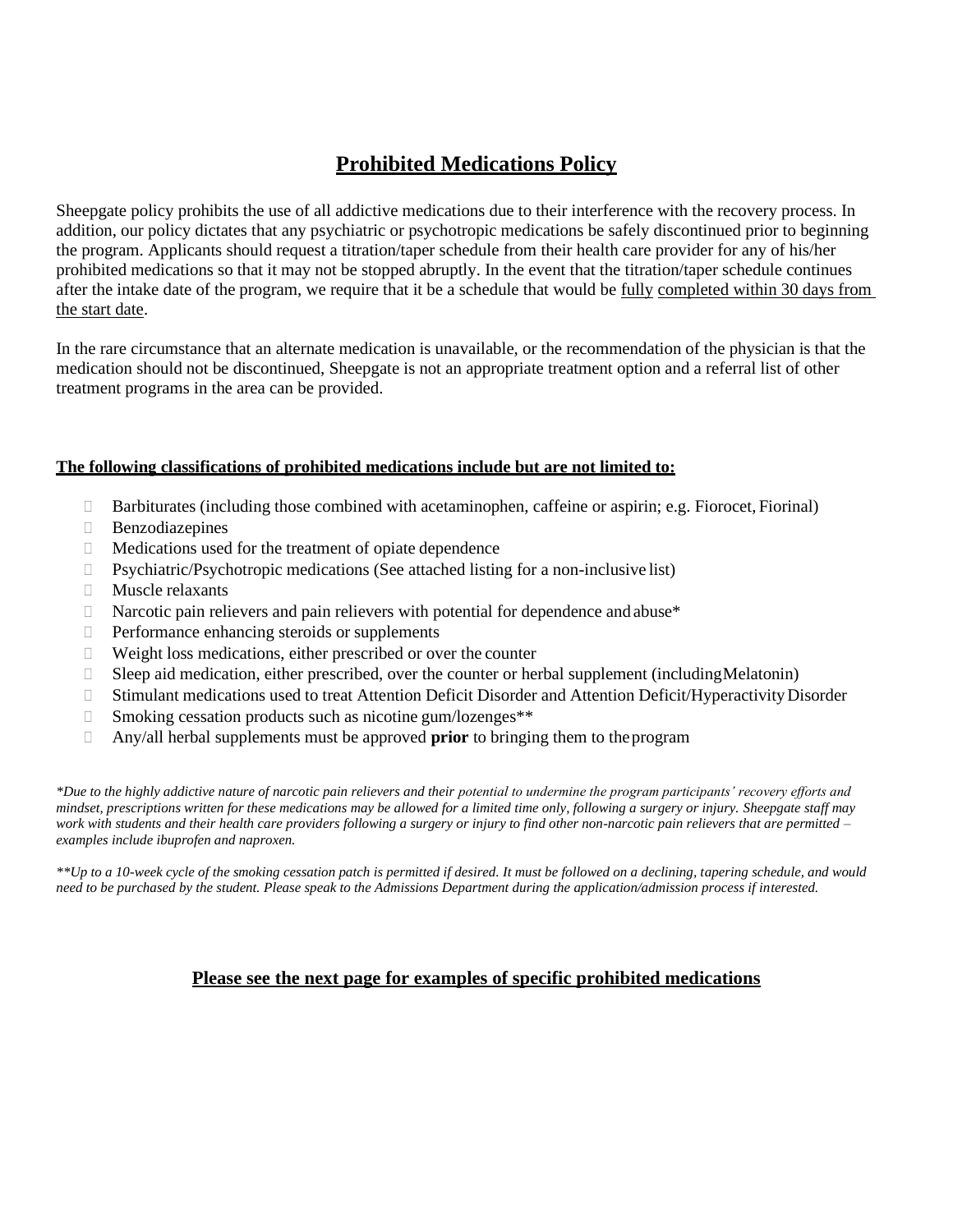# **Prohibited Medications Policy**

Sheepgate policy prohibits the use of all addictive medications due to their interference with the recovery process. In addition, our policy dictates that any psychiatric or psychotropic medications be safely discontinued prior to beginning the program. Applicants should request a titration/taper schedule from their health care provider for any of his/her prohibited medications so that it may not be stopped abruptly. In the event that the titration/taper schedule continues after the intake date of the program, we require that it be a schedule that would be <u>fully</u> <u>completed within 30 days from the start date</u>.

In the rare circumstance that an alternate medication is unavailable, or the recommendation of the physician is that the medication should not be discontinued, Sheepgate is not an appropriate treatment option and a referral list of other treatment programs in the area can be provided.

**<u>The following classifications of prohibited medications include but are not limited to:</u>**

- Barbiturates (including those combined with acetaminophen, caffeine or aspirin; e.g. Fiorocet, Fiorinal)
- Benzodiazepines
- Medications used for the treatment of opiate dependence
- Psychiatric/Psychotropic medications (See attached listing for a non-inclusive list)
- Muscle relaxants
- Narcotic pain relievers and pain relievers with potential for dependence and abuse*
- Performance enhancing steroids or supplements
- Weight loss medications, either prescribed or over the counter
- Sleep aid medication, either prescribed, over the counter or herbal supplement (including Melatonin)
- Stimulant medications used to treat Attention Deficit Disorder and Attention Deficit/Hyperactivity Disorder
- Smoking cessation products such as nicotine gum/lozenges**
- Any/all herbal supplements must be approved **prior** to bringing them to the program

*\*Due to the highly addictive nature of narcotic pain relievers and their potential to undermine the program participants' recovery efforts and mindset, prescriptions written for these medications may be allowed for a limited time only, following a surgery or injury. Sheepgate staff may work with students and their health care providers following a surgery or injury to find other non-narcotic pain relievers that are permitted – examples include ibuprofen and naproxen.*

*\*\*Up to a 10-week cycle of the smoking cessation patch is permitted if desired. It must be followed on a declining, tapering schedule, and would need to be purchased by the student. Please speak to the Admissions Department during the application/admission process if interested.*

**<u>Please see the next page for examples of specific prohibited medications</u>**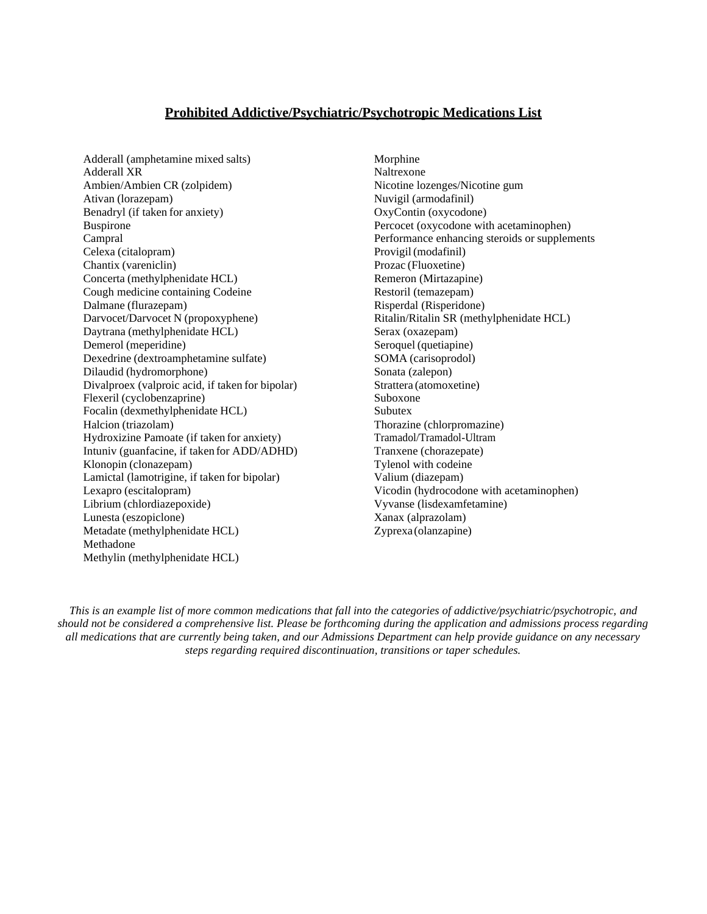# **Prohibited Addictive/Psychiatric/Psychotropic Medications List**

Adderall (amphetamine mixed salts)
Adderall XR
Ambien/Ambien CR (zolpidem)
Ativan (lorazepam)
Benadryl (if taken for anxiety)
Buspirone
Campral
Celexa (citalopram)
Chantix (vareniclin)
Concerta (methylphenidate HCL)
Cough medicine containing Codeine
Dalmane (flurazepam)
Darvocet/Darvocet N (propoxyphene)
Daytrana (methylphenidate HCL)
Demerol (meperidine)
Dexedrine (dextroamphetamine sulfate)
Dilaudid (hydromorphone)
Divalproex (valproic acid, if taken for bipolar)
Flexeril (cyclobenzaprine)
Focalin (dexmethylphenidate HCL)
Halcion (triazolam)
Hydroxizine Pamoate (if taken for anxiety)
Intuniv (guanfacine, if taken for ADD/ADHD)
Klonopin (clonazepam)
Lamictal (lamotrigine, if taken for bipolar)
Lexapro (escitalopram)
Librium (chlordiazepoxide)
Lunesta (eszopiclone)
Metadate (methylphenidate HCL)
Methadone
Methylin (methylphenidate HCL)
Morphine
Naltrexone
Nicotine lozenges/Nicotine gum
Nuvigil (armodafinil)
OxyContin (oxycodone)
Percocet (oxycodone with acetaminophen)
Performance enhancing steroids or supplements
Provigil (modafinil)
Prozac (Fluoxetine)
Remeron (Mirtazapine)
Restoril (temazepam)
Risperdal (Risperidone)
Ritalin/Ritalin SR (methylphenidate HCL)
Serax (oxazepam)
Seroquel (quetiapine)
SOMA (carisoprodol)
Sonata (zalepon)
Strattera (atomoxetine)
Suboxone
Subutex
Thorazine (chlorpromazine)
Tramadol/Tramadol-Ultram
Tranxene (chorazepate)
Tylenol with codeine
Valium (diazepam)
Vicodin (hydrocodone with acetaminophen)
Vyvanse (lisdexamfetamine)
Xanax (alprazolam)
Zyprexa (olanzapine)

*This is an example list of more common medications that fall into the categories of addictive/psychiatric/psychotropic, and should not be considered a comprehensive list. Please be forthcoming during the application and admissions process regarding all medications that are currently being taken, and our Admissions Department can help provide guidance on any necessary steps regarding required discontinuation, transitions or taper schedules.*